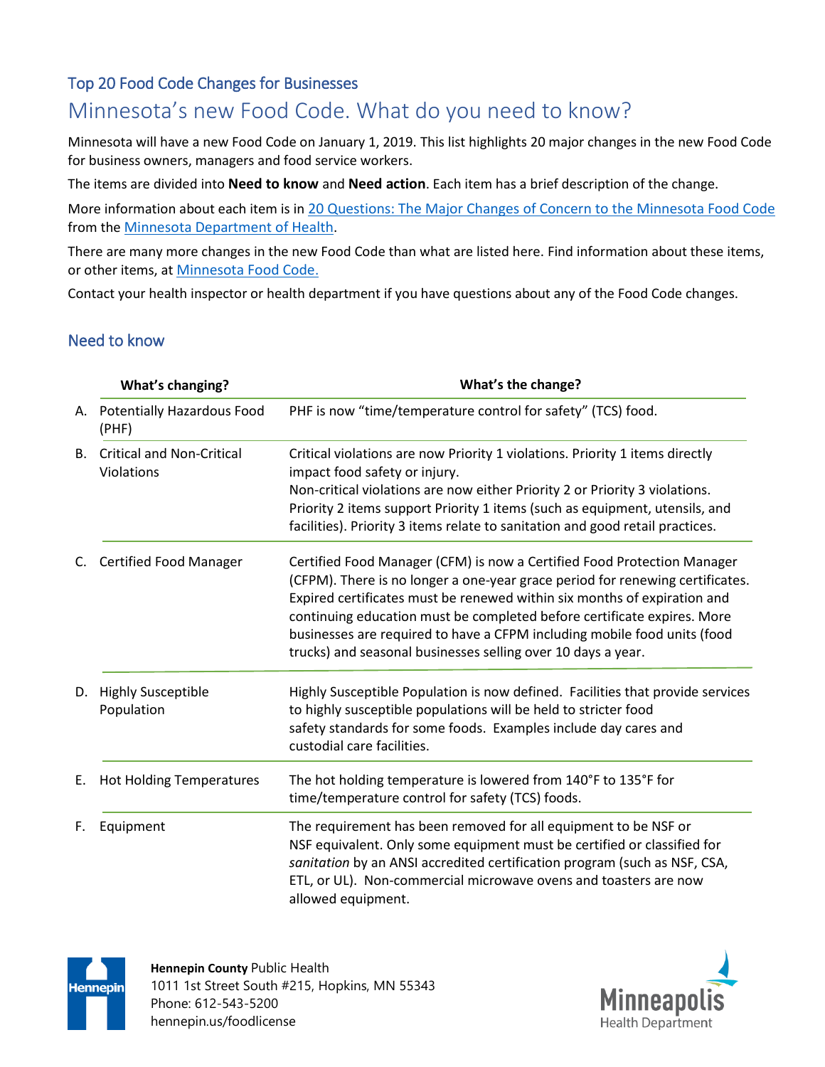Top 20 Food Code Changes for Businesses

# Minnesota's new Food Code. What do you need to know?

Minnesota will have a new Food Code on January 1, 2019. This list highlights 20 major changes in the new Food Code for business owners, managers and food service workers.

The items are divided into **Need to know** and **Need action**. Each item has a brief description of the change.

More information about each item is in [20 Questions: The Major Changes of Concern to the Minnesota Food Code](#) from the [Minnesota Department of Health](#).

There are many more changes in the new Food Code than what are listed here. Find information about these items, or other items, at [Minnesota Food Code.](#)

Contact your health inspector or health department if you have questions about any of the Food Code changes.

## Need to know

| | What's changing? | What's the change? |
|---|---|---|
| A. | Potentially Hazardous Food (PHF) | PHF is now "time/temperature control for safety" (TCS) food. |
| B. | Critical and Non-Critical Violations | Critical violations are now Priority 1 violations. Priority 1 items directly impact food safety or injury.<br>Non-critical violations are now either Priority 2 or Priority 3 violations. Priority 2 items support Priority 1 items (such as equipment, utensils, and facilities). Priority 3 items relate to sanitation and good retail practices. |
| C. | Certified Food Manager | Certified Food Manager (CFM) is now a Certified Food Protection Manager (CFPM). There is no longer a one-year grace period for renewing certificates. Expired certificates must be renewed within six months of expiration and continuing education must be completed before certificate expires. More businesses are required to have a CFPM including mobile food units (food trucks) and seasonal businesses selling over 10 days a year. |
| D. | Highly Susceptible Population | Highly Susceptible Population is now defined. Facilities that provide services to highly susceptible populations will be held to stricter food safety standards for some foods. Examples include day cares and custodial care facilities. |
| E. | Hot Holding Temperatures | The hot holding temperature is lowered from 140°F to 135°F for time/temperature control for safety (TCS) foods. |
| F. | Equipment | The requirement has been removed for all equipment to be NSF or NSF equivalent. Only some equipment must be certified or classified for *sanitation* by an ANSI accredited certification program (such as NSF, CSA, ETL, or UL). Non-commercial microwave ovens and toasters are now allowed equipment. |

**Hennepin County** Public Health
1011 1st Street South #215, Hopkins, MN 55343
Phone: 612-543-5200
hennepin.us/foodlicense

Minneapolis Health Department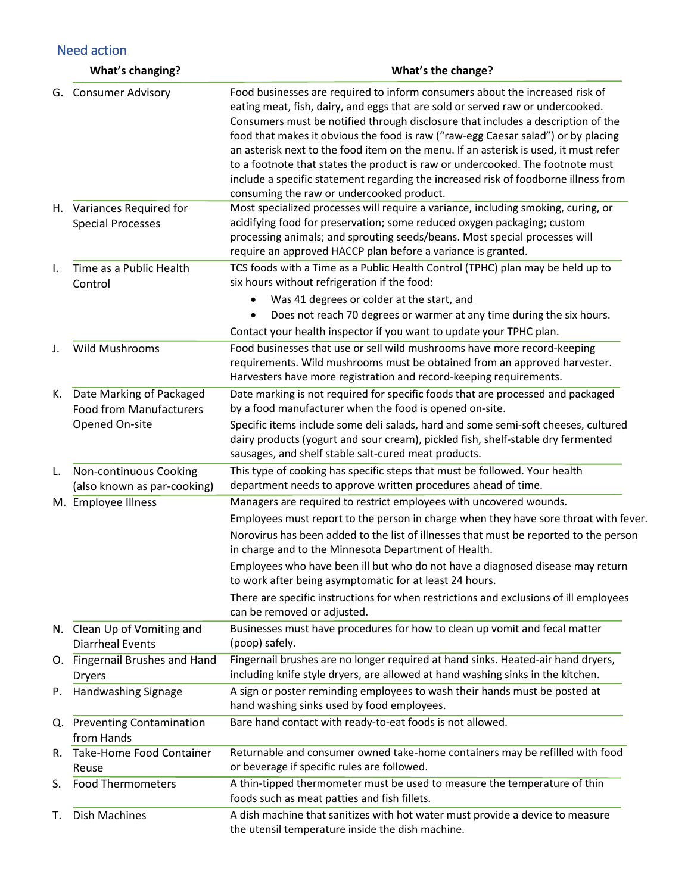## Need action

| | What's changing? | What's the change? |
|---|---|---|
| G. | Consumer Advisory | Food businesses are required to inform consumers about the increased risk of eating meat, fish, dairy, and eggs that are sold or served raw or undercooked. Consumers must be notified through disclosure that includes a description of the food that makes it obvious the food is raw ("raw-egg Caesar salad") or by placing an asterisk next to the food item on the menu. If an asterisk is used, it must refer to a footnote that states the product is raw or undercooked. The footnote must include a specific statement regarding the increased risk of foodborne illness from consuming the raw or undercooked product. |
| H. | Variances Required for Special Processes | Most specialized processes will require a variance, including smoking, curing, or acidifying food for preservation; some reduced oxygen packaging; custom processing animals; and sprouting seeds/beans. Most special processes will require an approved HACCP plan before a variance is granted. |
| I. | Time as a Public Health Control | TCS foods with a Time as a Public Health Control (TPHC) plan may be held up to six hours without refrigeration if the food:<br>• Was 41 degrees or colder at the start, and<br>• Does not reach 70 degrees or warmer at any time during the six hours.<br>Contact your health inspector if you want to update your TPHC plan. |
| J. | Wild Mushrooms | Food businesses that use or sell wild mushrooms have more record-keeping requirements. Wild mushrooms must be obtained from an approved harvester. Harvesters have more registration and record-keeping requirements. |
| K. | Date Marking of Packaged Food from Manufacturers Opened On-site | Date marking is not required for specific foods that are processed and packaged by a food manufacturer when the food is opened on-site.<br>Specific items include some deli salads, hard and some semi-soft cheeses, cultured dairy products (yogurt and sour cream), pickled fish, shelf-stable dry fermented sausages, and shelf stable salt-cured meat products. |
| L. | Non-continuous Cooking (also known as par-cooking) | This type of cooking has specific steps that must be followed. Your health department needs to approve written procedures ahead of time. |
| M. | Employee Illness | Managers are required to restrict employees with uncovered wounds.<br>Employees must report to the person in charge when they have sore throat with fever.<br>Norovirus has been added to the list of illnesses that must be reported to the person in charge and to the Minnesota Department of Health.<br>Employees who have been ill but who do not have a diagnosed disease may return to work after being asymptomatic for at least 24 hours.<br>There are specific instructions for when restrictions and exclusions of ill employees can be removed or adjusted. |
| N. | Clean Up of Vomiting and Diarrheal Events | Businesses must have procedures for how to clean up vomit and fecal matter (poop) safely. |
| O. | Fingernail Brushes and Hand Dryers | Fingernail brushes are no longer required at hand sinks. Heated-air hand dryers, including knife style dryers, are allowed at hand washing sinks in the kitchen. |
| P. | Handwashing Signage | A sign or poster reminding employees to wash their hands must be posted at hand washing sinks used by food employees. |
| Q. | Preventing Contamination from Hands | Bare hand contact with ready-to-eat foods is not allowed. |
| R. | Take-Home Food Container Reuse | Returnable and consumer owned take-home containers may be refilled with food or beverage if specific rules are followed. |
| S. | Food Thermometers | A thin-tipped thermometer must be used to measure the temperature of thin foods such as meat patties and fish fillets. |
| T. | Dish Machines | A dish machine that sanitizes with hot water must provide a device to measure the utensil temperature inside the dish machine. |